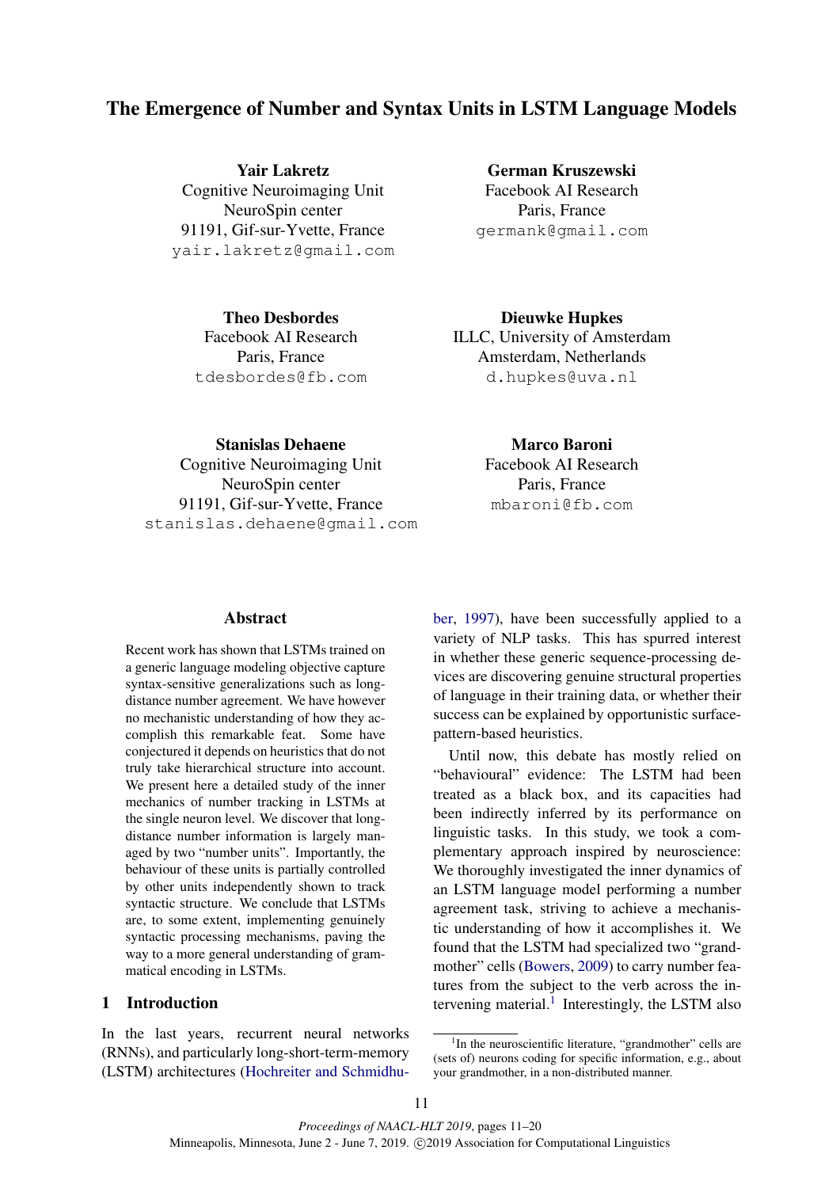# The Emergence of Number and Syntax Units in LSTM Language Models

**Yair Lakretz**
Cognitive Neuroimaging Unit
NeuroSpin center
91191, Gif-sur-Yvette, France
yair.lakretz@gmail.com

**German Kruszewski**
Facebook AI Research
Paris, France
germank@gmail.com

**Theo Desbordes**
Facebook AI Research
Paris, France
tdesbordes@fb.com

**Dieuwke Hupkes**
ILLC, University of Amsterdam
Amsterdam, Netherlands
d.hupkes@uva.nl

**Stanislas Dehaene**
Cognitive Neuroimaging Unit
NeuroSpin center
91191, Gif-sur-Yvette, France
stanislas.dehaene@gmail.com

**Marco Baroni**
Facebook AI Research
Paris, France
mbaroni@fb.com

## Abstract

Recent work has shown that LSTMs trained on a generic language modeling objective capture syntax-sensitive generalizations such as long-distance number agreement. We have however no mechanistic understanding of how they accomplish this remarkable feat. Some have conjectured it depends on heuristics that do not truly take hierarchical structure into account. We present here a detailed study of the inner mechanics of number tracking in LSTMs at the single neuron level. We discover that long-distance number information is largely managed by two "number units". Importantly, the behaviour of these units is partially controlled by other units independently shown to track syntactic structure. We conclude that LSTMs are, to some extent, implementing genuinely syntactic processing mechanisms, paving the way to a more general understanding of grammatical encoding in LSTMs.

## 1 Introduction

In the last years, recurrent neural networks (RNNs), and particularly long-short-term-memory (LSTM) architectures (Hochreiter and Schmidhuber, 1997), have been successfully applied to a variety of NLP tasks. This has spurred interest in whether these generic sequence-processing devices are discovering genuine structural properties of language in their training data, or whether their success can be explained by opportunistic surface-pattern-based heuristics.

Until now, this debate has mostly relied on "behavioural" evidence: The LSTM had been treated as a black box, and its capacities had been indirectly inferred by its performance on linguistic tasks. In this study, we took a complementary approach inspired by neuroscience: We thoroughly investigated the inner dynamics of an LSTM language model performing a number agreement task, striving to achieve a mechanistic understanding of how it accomplishes it. We found that the LSTM had specialized two "grandmother" cells (Bowers, 2009) to carry number features from the subject to the verb across the intervening material.[1] Interestingly, the LSTM also

[1] In the neuroscientific literature, "grandmother" cells are (sets of) neurons coding for specific information, e.g., about your grandmother, in a non-distributed manner.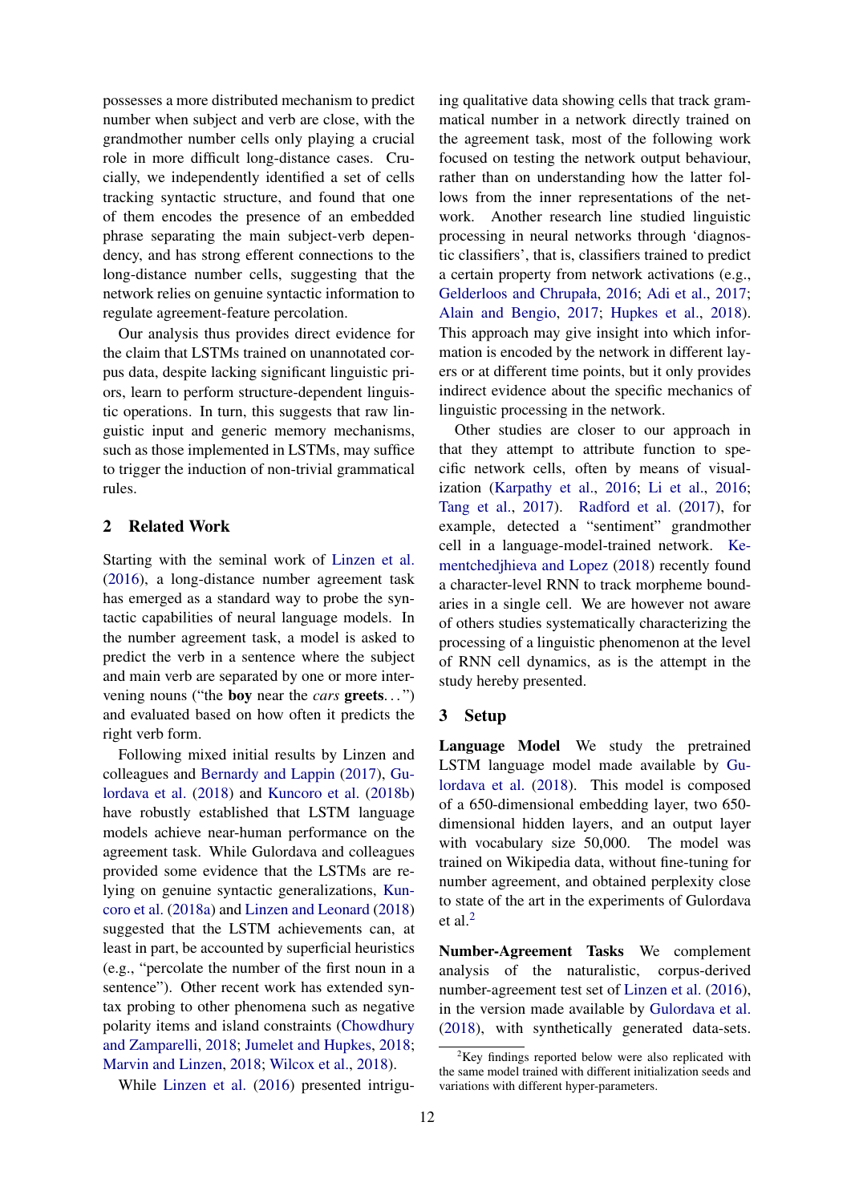possesses a more distributed mechanism to predict number when subject and verb are close, with the grandmother number cells only playing a crucial role in more difficult long-distance cases. Crucially, we independently identified a set of cells tracking syntactic structure, and found that one of them encodes the presence of an embedded phrase separating the main subject-verb dependency, and has strong efferent connections to the long-distance number cells, suggesting that the network relies on genuine syntactic information to regulate agreement-feature percolation.

Our analysis thus provides direct evidence for the claim that LSTMs trained on unannotated corpus data, despite lacking significant linguistic priors, learn to perform structure-dependent linguistic operations. In turn, this suggests that raw linguistic input and generic memory mechanisms, such as those implemented in LSTMs, may suffice to trigger the induction of non-trivial grammatical rules.

## 2 Related Work

Starting with the seminal work of Linzen et al. (2016), a long-distance number agreement task has emerged as a standard way to probe the syntactic capabilities of neural language models. In the number agreement task, a model is asked to predict the verb in a sentence where the subject and main verb are separated by one or more intervening nouns ("the **boy** near the *cars* **greets**. . . ") and evaluated based on how often it predicts the right verb form.

Following mixed initial results by Linzen and colleagues and Bernardy and Lappin (2017), Gulordava et al. (2018) and Kuncoro et al. (2018b) have robustly established that LSTM language models achieve near-human performance on the agreement task. While Gulordava and colleagues provided some evidence that the LSTMs are relying on genuine syntactic generalizations, Kuncoro et al. (2018a) and Linzen and Leonard (2018) suggested that the LSTM achievements can, at least in part, be accounted by superficial heuristics (e.g., "percolate the number of the first noun in a sentence"). Other recent work has extended syntax probing to other phenomena such as negative polarity items and island constraints (Chowdhury and Zamparelli, 2018; Jumelet and Hupkes, 2018; Marvin and Linzen, 2018; Wilcox et al., 2018).

While Linzen et al. (2016) presented intriguing qualitative data showing cells that track grammatical number in a network directly trained on the agreement task, most of the following work focused on testing the network output behaviour, rather than on understanding how the latter follows from the inner representations of the network. Another research line studied linguistic processing in neural networks through 'diagnostic classifiers', that is, classifiers trained to predict a certain property from network activations (e.g., Gelderloos and Chrupała, 2016; Adi et al., 2017; Alain and Bengio, 2017; Hupkes et al., 2018). This approach may give insight into which information is encoded by the network in different layers or at different time points, but it only provides indirect evidence about the specific mechanics of linguistic processing in the network.

Other studies are closer to our approach in that they attempt to attribute function to specific network cells, often by means of visualization (Karpathy et al., 2016; Li et al., 2016; Tang et al., 2017). Radford et al. (2017), for example, detected a "sentiment" grandmother cell in a language-model-trained network. Kementchedjhieva and Lopez (2018) recently found a character-level RNN to track morpheme boundaries in a single cell. We are however not aware of others studies systematically characterizing the processing of a linguistic phenomenon at the level of RNN cell dynamics, as is the attempt in the study hereby presented.

## 3 Setup

**Language Model** We study the pretrained LSTM language model made available by Gulordava et al. (2018). This model is composed of a 650-dimensional embedding layer, two 650-dimensional hidden layers, and an output layer with vocabulary size 50,000. The model was trained on Wikipedia data, without fine-tuning for number agreement, and obtained perplexity close to state of the art in the experiments of Gulordava et al.[2]

**Number-Agreement Tasks** We complement analysis of the naturalistic, corpus-derived number-agreement test set of Linzen et al. (2016), in the version made available by Gulordava et al. (2018), with synthetically generated data-sets.

[2] Key findings reported below were also replicated with the same model trained with different initialization seeds and variations with different hyper-parameters.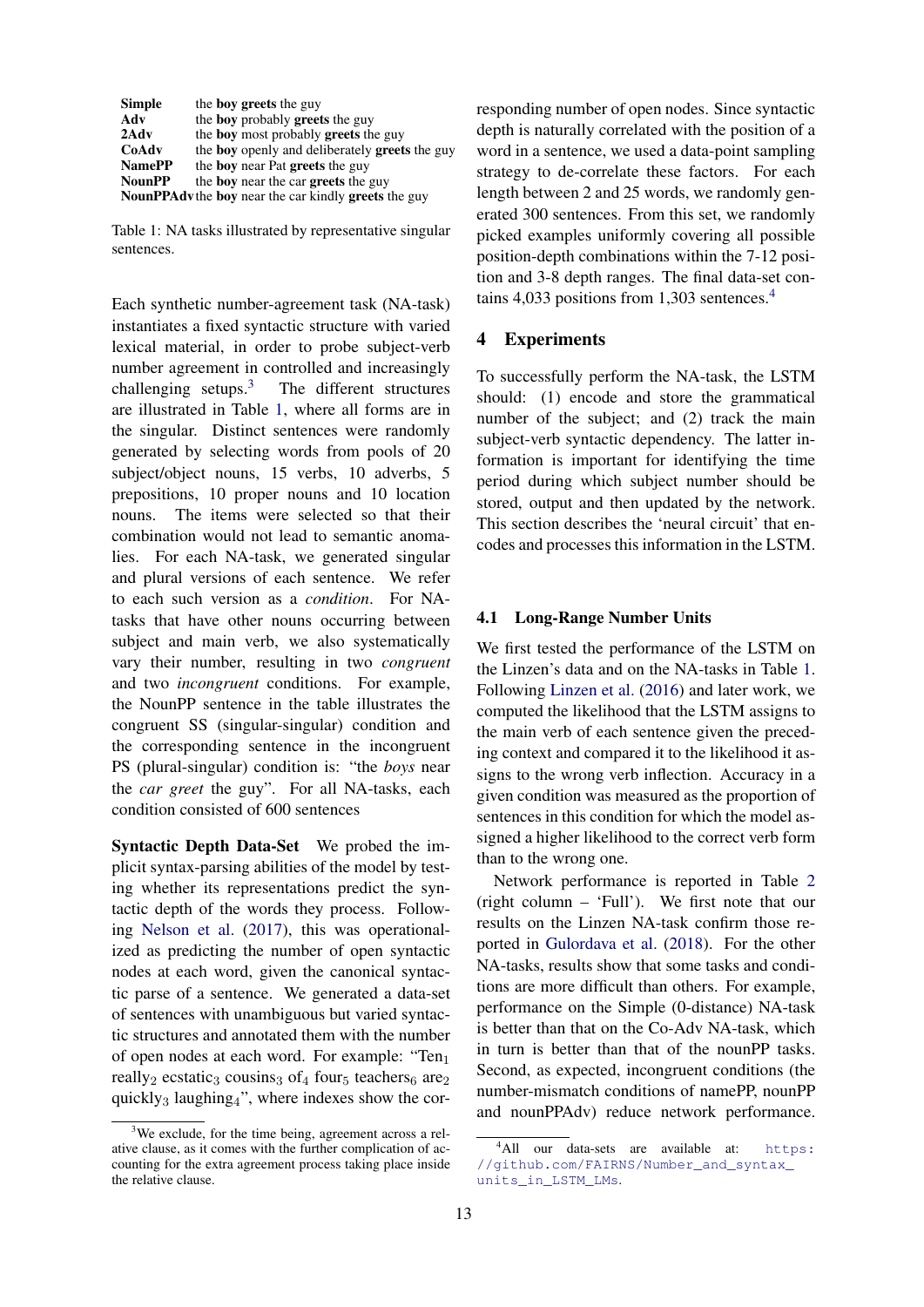| | |
|---|---|
| **Simple** | the **boy** **greets** the guy |
| **Adv** | the **boy** probably **greets** the guy |
| **2Adv** | the **boy** most probably **greets** the guy |
| **CoAdv** | the **boy** openly and deliberately **greets** the guy |
| **NamePP** | the **boy** near Pat **greets** the guy |
| **NounPP** | the **boy** near the car **greets** the guy |
| **NounPPAdv** | the **boy** near the car kindly **greets** the guy |

Table 1: NA tasks illustrated by representative singular sentences.

Each synthetic number-agreement task (NA-task) instantiates a fixed syntactic structure with varied lexical material, in order to probe subject-verb number agreement in controlled and increasingly challenging setups.[3] The different structures are illustrated in Table 1, where all forms are in the singular. Distinct sentences were randomly generated by selecting words from pools of 20 subject/object nouns, 15 verbs, 10 adverbs, 5 prepositions, 10 proper nouns and 10 location nouns. The items were selected so that their combination would not lead to semantic anomalies. For each NA-task, we generated singular and plural versions of each sentence. We refer to each such version as a *condition*. For NA-tasks that have other nouns occurring between subject and main verb, we also systematically vary their number, resulting in two *congruent* and two *incongruent* conditions. For example, the NounPP sentence in the table illustrates the congruent SS (singular-singular) condition and the corresponding sentence in the incongruent PS (plural-singular) condition is: "the *boys* near the *car greet* the guy". For all NA-tasks, each condition consisted of 600 sentences

**Syntactic Depth Data-Set** We probed the implicit syntax-parsing abilities of the model by testing whether its representations predict the syntactic depth of the words they process. Following Nelson et al. (2017), this was operationalized as predicting the number of open syntactic nodes at each word, given the canonical syntactic parse of a sentence. We generated a data-set of sentences with unambiguous but varied syntactic structures and annotated them with the number of open nodes at each word. For example: "Ten$_1$ really$_2$ ecstatic$_3$ cousins$_3$ of$_4$ four$_5$ teachers$_6$ are$_2$ quickly$_3$ laughing$_4$", where indexes show the corresponding number of open nodes. Since syntactic depth is naturally correlated with the position of a word in a sentence, we used a data-point sampling strategy to de-correlate these factors. For each length between 2 and 25 words, we randomly generated 300 sentences. From this set, we randomly picked examples uniformly covering all possible position-depth combinations within the 7-12 position and 3-8 depth ranges. The final data-set contains 4,033 positions from 1,303 sentences.[4]

[3] We exclude, for the time being, agreement across a relative clause, as it comes with the further complication of accounting for the extra agreement process taking place inside the relative clause.

[4] All our data-sets are available at: https://github.com/FAIRNS/Number_and_syntax_units_in_LSTM_LMs.

## 4 Experiments

To successfully perform the NA-task, the LSTM should: (1) encode and store the grammatical number of the subject; and (2) track the main subject-verb syntactic dependency. The latter information is important for identifying the time period during which subject number should be stored, output and then updated by the network. This section describes the 'neural circuit' that encodes and processes this information in the LSTM.

### 4.1 Long-Range Number Units

We first tested the performance of the LSTM on the Linzen's data and on the NA-tasks in Table 1. Following Linzen et al. (2016) and later work, we computed the likelihood that the LSTM assigns to the main verb of each sentence given the preceding context and compared it to the likelihood it assigns to the wrong verb inflection. Accuracy in a given condition was measured as the proportion of sentences in this condition for which the model assigned a higher likelihood to the correct verb form than to the wrong one.

Network performance is reported in Table 2 (right column – 'Full'). We first note that our results on the Linzen NA-task confirm those reported in Gulordava et al. (2018). For the other NA-tasks, results show that some tasks and conditions are more difficult than others. For example, performance on the Simple (0-distance) NA-task is better than that on the Co-Adv NA-task, which in turn is better than that of the nounPP tasks. Second, as expected, incongruent conditions (the number-mismatch conditions of namePP, nounPP and nounPPAdv) reduce network performance.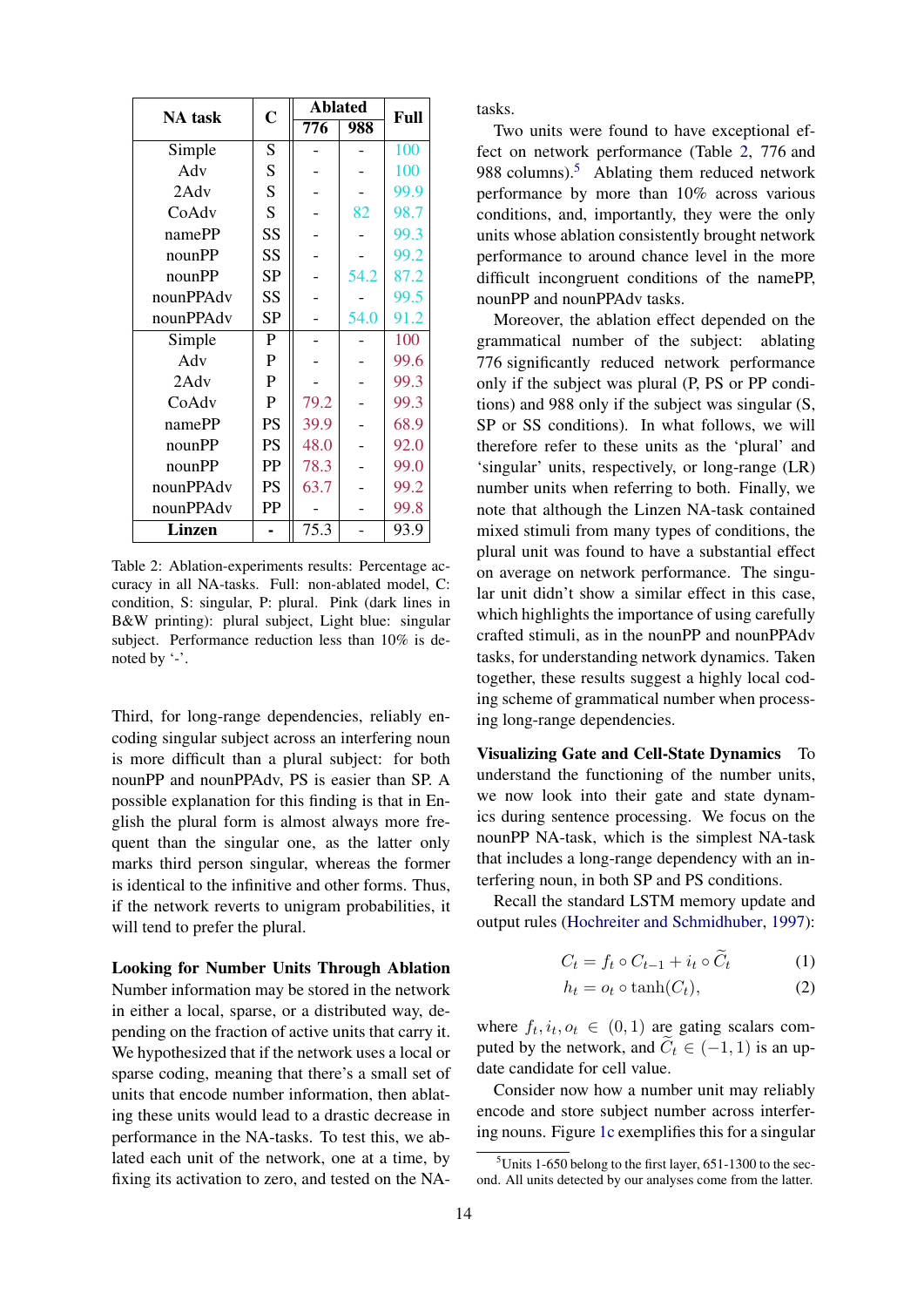| NA task | C | Ablated | | Full |
|---|---|---|---|---|
| | | 776 | 988 | |
| Simple | S | - | - | 100 |
| Adv | S | - | - | 100 |
| 2Adv | S | - | - | 99.9 |
| CoAdv | S | - | 82 | 98.7 |
| namePP | SS | - | - | 99.3 |
| nounPP | SS | - | - | 99.2 |
| nounPP | SP | - | 54.2 | 87.2 |
| nounPPAdv | SS | - | - | 99.5 |
| nounPPAdv | SP | - | 54.0 | 91.2 |
| Simple | P | - | - | 100 |
| Adv | P | - | - | 99.6 |
| 2Adv | P | - | - | 99.3 |
| CoAdv | P | 79.2 | - | 99.3 |
| namePP | PS | 39.9 | - | 68.9 |
| nounPP | PS | 48.0 | - | 92.0 |
| nounPP | PP | 78.3 | - | 99.0 |
| nounPPAdv | PS | 63.7 | - | 99.2 |
| nounPPAdv | PP | - | - | 99.8 |
| **Linzen** | - | 75.3 | - | 93.9 |

Table 2: Ablation-experiments results: Percentage accuracy in all NA-tasks. Full: non-ablated model, C: condition, S: singular, P: plural. Pink (dark lines in B&W printing): plural subject, Light blue: singular subject. Performance reduction less than 10% is denoted by '-'.

Third, for long-range dependencies, reliably encoding singular subject across an interfering noun is more difficult than a plural subject: for both nounPP and nounPPAdv, PS is easier than SP. A possible explanation for this finding is that in English the plural form is almost always more frequent than the singular one, as the latter only marks third person singular, whereas the former is identical to the infinitive and other forms. Thus, if the network reverts to unigram probabilities, it will tend to prefer the plural.

**Looking for Number Units Through Ablation** Number information may be stored in the network in either a local, sparse, or a distributed way, depending on the fraction of active units that carry it. We hypothesized that if the network uses a local or sparse coding, meaning that there's a small set of units that encode number information, then ablating these units would lead to a drastic decrease in performance in the NA-tasks. To test this, we ablated each unit of the network, one at a time, by fixing its activation to zero, and tested on the NA-tasks.

Two units were found to have exceptional effect on network performance (Table 2, 776 and 988 columns).[5] Ablating them reduced network performance by more than 10% across various conditions, and, importantly, they were the only units whose ablation consistently brought network performance to around chance level in the more difficult incongruent conditions of the namePP, nounPP and nounPPAdv tasks.

Moreover, the ablation effect depended on the grammatical number of the subject: ablating 776 significantly reduced network performance only if the subject was plural (P, PS or PP conditions) and 988 only if the subject was singular (S, SP or SS conditions). In what follows, we will therefore refer to these units as the 'plural' and 'singular' units, respectively, or long-range (LR) number units when referring to both. Finally, we note that although the Linzen NA-task contained mixed stimuli from many types of conditions, the plural unit was found to have a substantial effect on average on network performance. The singular unit didn't show a similar effect in this case, which highlights the importance of using carefully crafted stimuli, as in the nounPP and nounPPAdv tasks, for understanding network dynamics. Taken together, these results suggest a highly local coding scheme of grammatical number when processing long-range dependencies.

**Visualizing Gate and Cell-State Dynamics** To understand the functioning of the number units, we now look into their gate and state dynamics during sentence processing. We focus on the nounPP NA-task, which is the simplest NA-task that includes a long-range dependency with an interfering noun, in both SP and PS conditions.

Recall the standard LSTM memory update and output rules (Hochreiter and Schmidhuber, 1997):

$$C_t = f_t \circ C_{t-1} + i_t \circ \widetilde{C}_t \qquad (1)$$

$$h_t = o_t \circ \tanh(C_t), \qquad (2)$$

where $f_t, i_t, o_t \in (0, 1)$ are gating scalars computed by the network, and $\widetilde{C}_t \in (-1, 1)$ is an update candidate for cell value.

Consider now how a number unit may reliably encode and store subject number across interfering nouns. Figure 1c exemplifies this for a singular

[5] Units 1-650 belong to the first layer, 651-1300 to the second. All units detected by our analyses come from the latter.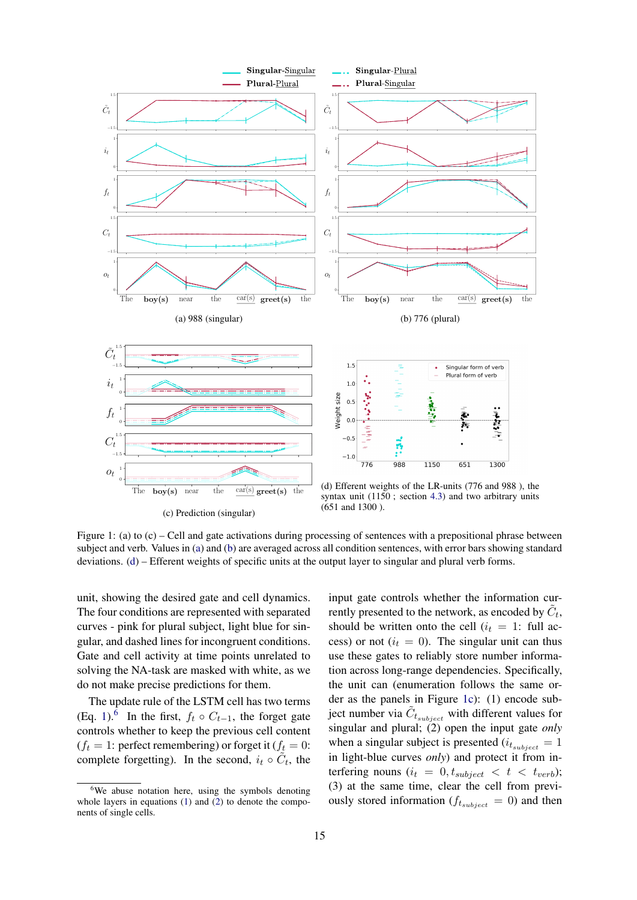Figure 1: (a) to (c) – Cell and gate activations during processing of sentences with a prepositional phrase between subject and verb. Values in (a) and (b) are averaged across all condition sentences, with error bars showing standard deviations. (d) – Efferent weights of specific units at the output layer to singular and plural verb forms.

(a) 988 (singular)

(b) 776 (plural)

(c) Prediction (singular)

(d) Efferent weights of the LR-units (776 and 988 ), the syntax unit (1150 ; section 4.3) and two arbitrary units (651 and 1300 ).

unit, showing the desired gate and cell dynamics. The four conditions are represented with separated curves - pink for plural subject, light blue for singular, and dashed lines for incongruent conditions. Gate and cell activity at time points unrelated to solving the NA-task are masked with white, as we do not make precise predictions for them.

The update rule of the LSTM cell has two terms (Eq. 1).[6] In the first, $f_t \circ C_{t-1}$, the forget gate controls whether to keep the previous cell content ($f_t = 1$: perfect remembering) or forget it ($f_t = 0$: complete forgetting). In the second, $i_t \circ \tilde{C}_t$, the input gate controls whether the information currently presented to the network, as encoded by $\tilde{C}_t$, should be written onto the cell ($i_t = 1$: full access) or not ($i_t = 0$). The singular unit can thus use these gates to reliably store number information across long-range dependencies. Specifically, the unit can (enumeration follows the same order as the panels in Figure 1c): (1) encode subject number via $\tilde{C}_{t_{subject}}$ with different values for singular and plural; (2) open the input gate *only* when a singular subject is presented ($i_{t_{subject}} = 1$ in light-blue curves *only*) and protect it from interfering nouns ($i_t = 0, t_{subject} < t < t_{verb}$); (3) at the same time, clear the cell from previously stored information ($f_{t_{subject}} = 0$) and then

[6] We abuse notation here, using the symbols denoting whole layers in equations (1) and (2) to denote the components of single cells.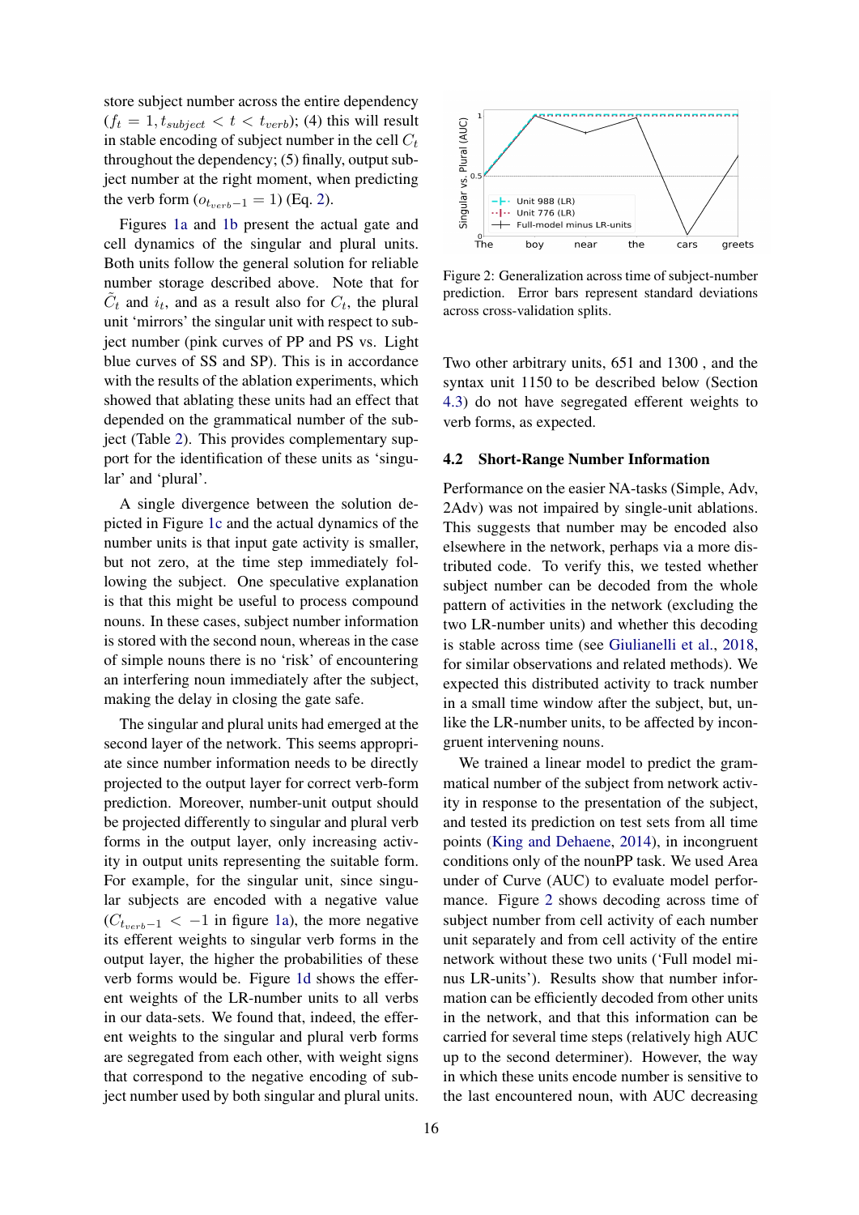store subject number across the entire dependency ($f_t = 1, t_{subject} < t < t_{verb}$); (4) this will result in stable encoding of subject number in the cell $C_t$ throughout the dependency; (5) finally, output subject number at the right moment, when predicting the verb form ($o_{t_{verb}-1} = 1$) (Eq. 2).

Figures 1a and 1b present the actual gate and cell dynamics of the singular and plural units. Both units follow the general solution for reliable number storage described above. Note that for $\tilde{C}_t$ and $i_t$, and as a result also for $C_t$, the plural unit 'mirrors' the singular unit with respect to subject number (pink curves of PP and PS vs. Light blue curves of SS and SP). This is in accordance with the results of the ablation experiments, which showed that ablating these units had an effect that depended on the grammatical number of the subject (Table 2). This provides complementary support for the identification of these units as 'singular' and 'plural'.

A single divergence between the solution depicted in Figure 1c and the actual dynamics of the number units is that input gate activity is smaller, but not zero, at the time step immediately following the subject. One speculative explanation is that this might be useful to process compound nouns. In these cases, subject number information is stored with the second noun, whereas in the case of simple nouns there is no 'risk' of encountering an interfering noun immediately after the subject, making the delay in closing the gate safe.

The singular and plural units had emerged at the second layer of the network. This seems appropriate since number information needs to be directly projected to the output layer for correct verb-form prediction. Moreover, number-unit output should be projected differently to singular and plural verb forms in the output layer, only increasing activity in output units representing the suitable form. For example, for the singular unit, since singular subjects are encoded with a negative value ($C_{t_{verb}-1} < -1$ in figure 1a), the more negative its efferent weights to singular verb forms in the output layer, the higher the probabilities of these verb forms would be. Figure 1d shows the efferent weights of the LR-number units to all verbs in our data-sets. We found that, indeed, the efferent weights to the singular and plural verb forms are segregated from each other, with weight signs that correspond to the negative encoding of subject number used by both singular and plural units.

Figure 2: Generalization across time of subject-number prediction. Error bars represent standard deviations across cross-validation splits.

Two other arbitrary units, 651 and 1300 , and the syntax unit 1150 to be described below (Section 4.3) do not have segregated efferent weights to verb forms, as expected.

### 4.2 Short-Range Number Information

Performance on the easier NA-tasks (Simple, Adv, 2Adv) was not impaired by single-unit ablations. This suggests that number may be encoded also elsewhere in the network, perhaps via a more distributed code. To verify this, we tested whether subject number can be decoded from the whole pattern of activities in the network (excluding the two LR-number units) and whether this decoding is stable across time (see Giulianelli et al., 2018, for similar observations and related methods). We expected this distributed activity to track number in a small time window after the subject, but, unlike the LR-number units, to be affected by incongruent intervening nouns.

We trained a linear model to predict the grammatical number of the subject from network activity in response to the presentation of the subject, and tested its prediction on test sets from all time points (King and Dehaene, 2014), in incongruent conditions only of the nounPP task. We used Area under of Curve (AUC) to evaluate model performance. Figure 2 shows decoding across time of subject number from cell activity of each number unit separately and from cell activity of the entire network without these two units ('Full model minus LR-units'). Results show that number information can be efficiently decoded from other units in the network, and that this information can be carried for several time steps (relatively high AUC up to the second determiner). However, the way in which these units encode number is sensitive to the last encountered noun, with AUC decreasing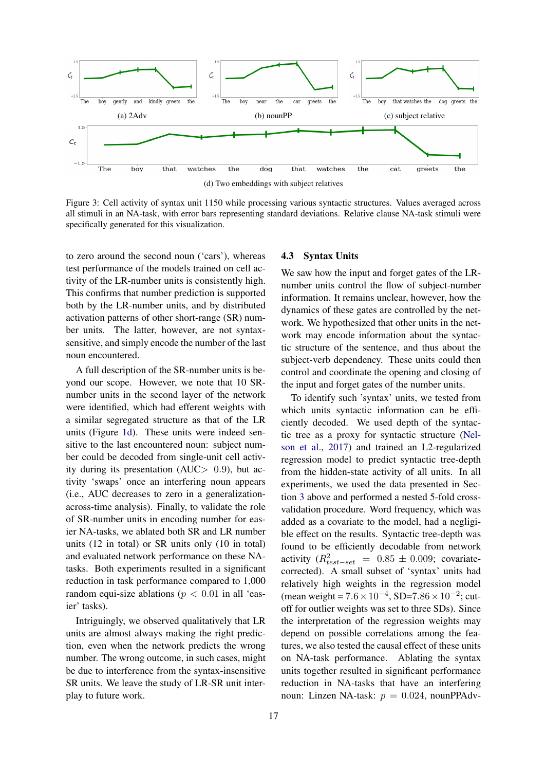(a) 2Adv

(b) nounPP

(c) subject relative

(d) Two embeddings with subject relatives

Figure 3: Cell activity of syntax unit 1150 while processing various syntactic structures. Values averaged across all stimuli in an NA-task, with error bars representing standard deviations. Relative clause NA-task stimuli were specifically generated for this visualization.

to zero around the second noun ('cars'), whereas test performance of the models trained on cell activity of the LR-number units is consistently high. This confirms that number prediction is supported both by the LR-number units, and by distributed activation patterns of other short-range (SR) number units. The latter, however, are not syntax-sensitive, and simply encode the number of the last noun encountered.

A full description of the SR-number units is beyond our scope. However, we note that 10 SR-number units in the second layer of the network were identified, which had efferent weights with a similar segregated structure as that of the LR units (Figure 1d). These units were indeed sensitive to the last encountered noun: subject number could be decoded from single-unit cell activity during its presentation (AUC$>$ 0.9), but activity 'swaps' once an interfering noun appears (i.e., AUC decreases to zero in a generalization-across-time analysis). Finally, to validate the role of SR-number units in encoding number for easier NA-tasks, we ablated both SR and LR number units (12 in total) or SR units only (10 in total) and evaluated network performance on these NA-tasks. Both experiments resulted in a significant reduction in task performance compared to 1,000 random equi-size ablations ($p < 0.01$ in all 'easier' tasks).

Intriguingly, we observed qualitatively that LR units are almost always making the right prediction, even when the network predicts the wrong number. The wrong outcome, in such cases, might be due to interference from the syntax-insensitive SR units. We leave the study of LR-SR unit interplay to future work.

## 4.3 Syntax Units

We saw how the input and forget gates of the LR-number units control the flow of subject-number information. It remains unclear, however, how the dynamics of these gates are controlled by the network. We hypothesized that other units in the network may encode information about the syntactic structure of the sentence, and thus about the subject-verb dependency. These units could then control and coordinate the opening and closing of the input and forget gates of the number units.

To identify such 'syntax' units, we tested from which units syntactic information can be efficiently decoded. We used depth of the syntactic tree as a proxy for syntactic structure (Nelson et al., 2017) and trained an L2-regularized regression model to predict syntactic tree-depth from the hidden-state activity of all units. In all experiments, we used the data presented in Section 3 above and performed a nested 5-fold cross-validation procedure. Word frequency, which was added as a covariate to the model, had a negligible effect on the results. Syntactic tree-depth was found to be efficiently decodable from network activity ($R^2_{test-set} = 0.85 \pm 0.009$; covariate-corrected). A small subset of 'syntax' units had relatively high weights in the regression model (mean weight = $7.6 \times 10^{-4}$, SD=$7.86 \times 10^{-2}$; cutoff for outlier weights was set to three SDs). Since the interpretation of the regression weights may depend on possible correlations among the features, we also tested the causal effect of these units on NA-task performance. Ablating the syntax units together resulted in significant performance reduction in NA-tasks that have an interfering noun: Linzen NA-task: $p = 0.024$, nounPPAdv-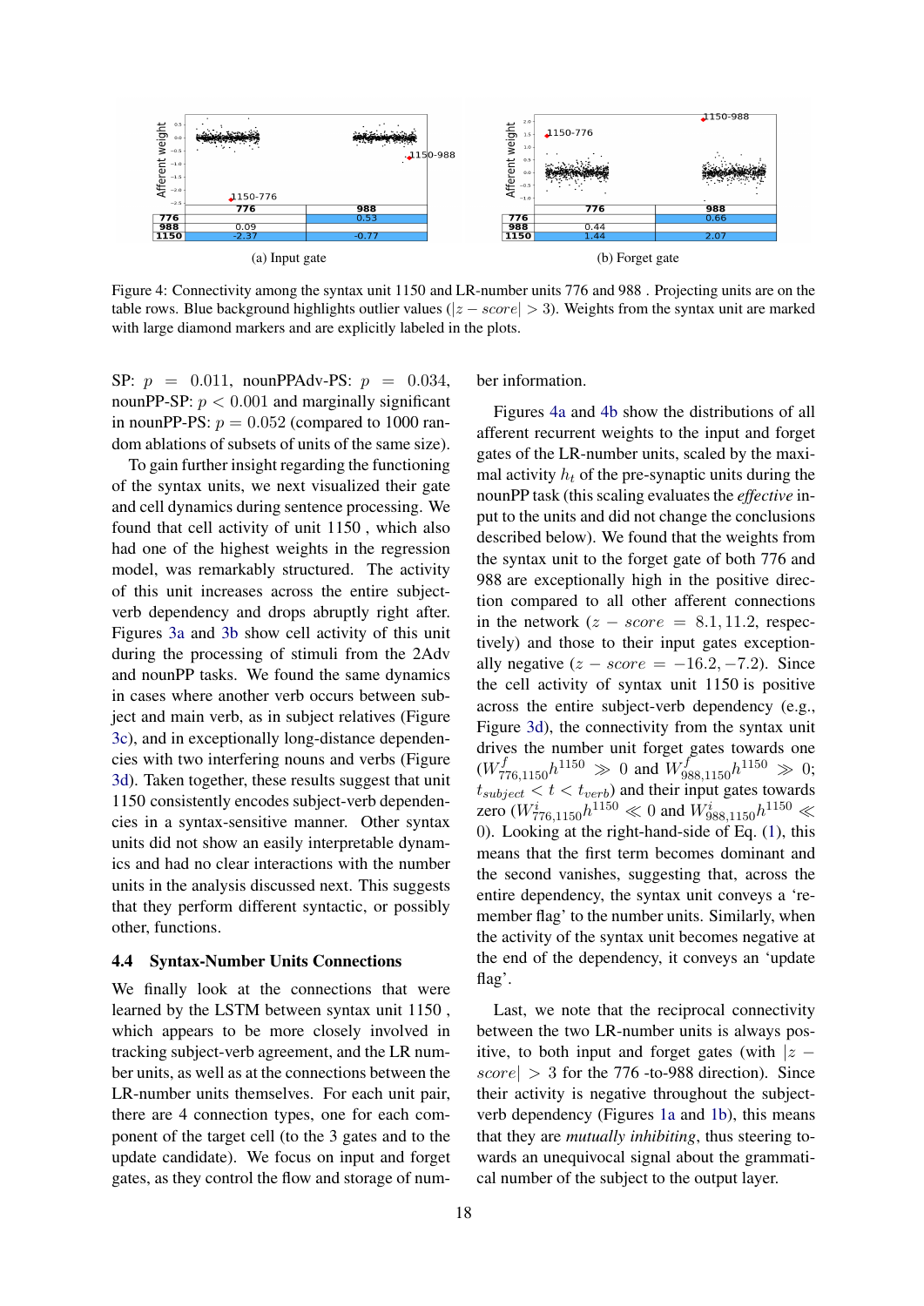| | 776 | 988 |
|---|---|---|
| 776 | | 0.53 |
| 988 | 0.09 | |
| 1150 | -2.37 | -0.77 |

(a) Input gate

| | 776 | 988 |
|---|---|---|
| 776 | | 0.66 |
| 988 | 0.44 | |
| 1150 | 1.44 | 2.07 |

(b) Forget gate

Figure 4: Connectivity among the syntax unit 1150 and LR-number units 776 and 988 . Projecting units are on the table rows. Blue background highlights outlier values ($|z-score| > 3$). Weights from the syntax unit are marked with large diamond markers and are explicitly labeled in the plots.

SP: $p = 0.011$, nounPPAdv-PS: $p = 0.034$, nounPP-SP: $p < 0.001$ and marginally significant in nounPP-PS: $p = 0.052$ (compared to 1000 random ablations of subsets of units of the same size).

To gain further insight regarding the functioning of the syntax units, we next visualized their gate and cell dynamics during sentence processing. We found that cell activity of unit 1150 , which also had one of the highest weights in the regression model, was remarkably structured. The activity of this unit increases across the entire subject-verb dependency and drops abruptly right after. Figures 3a and 3b show cell activity of this unit during the processing of stimuli from the 2Adv and nounPP tasks. We found the same dynamics in cases where another verb occurs between subject and main verb, as in subject relatives (Figure 3c), and in exceptionally long-distance dependencies with two interfering nouns and verbs (Figure 3d). Taken together, these results suggest that unit 1150 consistently encodes subject-verb dependencies in a syntax-sensitive manner. Other syntax units did not show an easily interpretable dynamics and had no clear interactions with the number units in the analysis discussed next. This suggests that they perform different syntactic, or possibly other, functions.

### 4.4 Syntax-Number Units Connections

We finally look at the connections that were learned by the LSTM between syntax unit 1150 , which appears to be more closely involved in tracking subject-verb agreement, and the LR number units, as well as at the connections between the LR-number units themselves. For each unit pair, there are 4 connection types, one for each component of the target cell (to the 3 gates and to the update candidate). We focus on input and forget gates, as they control the flow and storage of number information.

Figures 4a and 4b show the distributions of all afferent recurrent weights to the input and forget gates of the LR-number units, scaled by the maximal activity $h_t$ of the pre-synaptic units during the nounPP task (this scaling evaluates the *effective* input to the units and did not change the conclusions described below). We found that the weights from the syntax unit to the forget gate of both 776 and 988 are exceptionally high in the positive direction compared to all other afferent connections in the network ($z-score = 8.1, 11.2$, respectively) and those to their input gates exceptionally negative ($z-score = -16.2, -7.2$). Since the cell activity of syntax unit 1150 is positive across the entire subject-verb dependency (e.g., Figure 3d), the connectivity from the syntax unit drives the number unit forget gates towards one ($W^f_{776,1150}h^{1150} \gg 0$ and $W^f_{988,1150}h^{1150} \gg 0$; $t_{subject} < t < t_{verb}$) and their input gates towards zero ($W^i_{776,1150}h^{1150} \ll 0$ and $W^i_{988,1150}h^{1150} \ll 0$). Looking at the right-hand-side of Eq. (1), this means that the first term becomes dominant and the second vanishes, suggesting that, across the entire dependency, the syntax unit conveys a 'remember flag' to the number units. Similarly, when the activity of the syntax unit becomes negative at the end of the dependency, it conveys an 'update flag'.

Last, we note that the reciprocal connectivity between the two LR-number units is always positive, to both input and forget gates (with $|z-score| > 3$ for the 776 -to-988 direction). Since their activity is negative throughout the subject-verb dependency (Figures 1a and 1b), this means that they are *mutually inhibiting*, thus steering towards an unequivocal signal about the grammatical number of the subject to the output layer.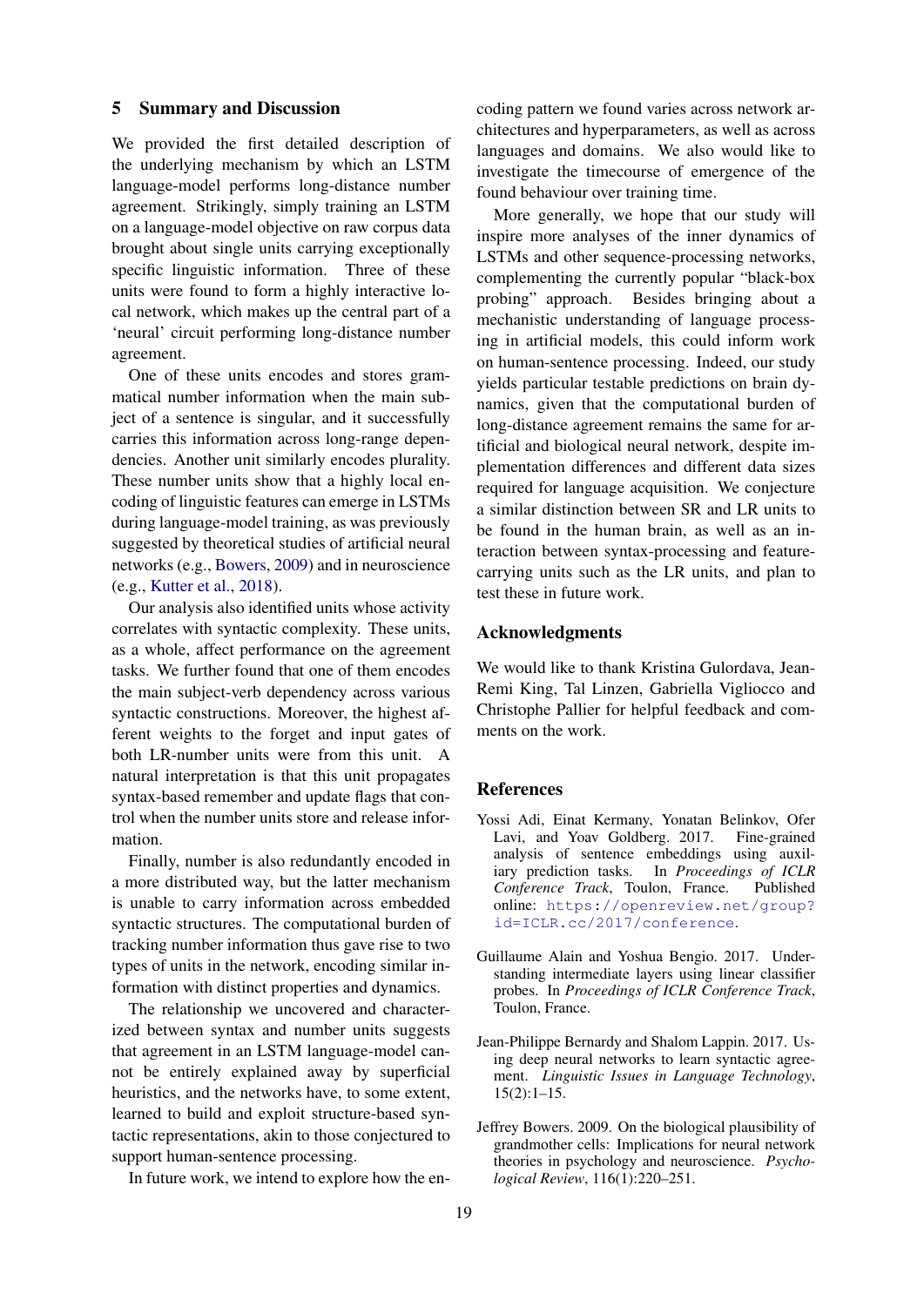## 5 Summary and Discussion

We provided the first detailed description of the underlying mechanism by which an LSTM language-model performs long-distance number agreement. Strikingly, simply training an LSTM on a language-model objective on raw corpus data brought about single units carrying exceptionally specific linguistic information. Three of these units were found to form a highly interactive local network, which makes up the central part of a 'neural' circuit performing long-distance number agreement.

One of these units encodes and stores grammatical number information when the main subject of a sentence is singular, and it successfully carries this information across long-range dependencies. Another unit similarly encodes plurality. These number units show that a highly local encoding of linguistic features can emerge in LSTMs during language-model training, as was previously suggested by theoretical studies of artificial neural networks (e.g., Bowers, 2009) and in neuroscience (e.g., Kutter et al., 2018).

Our analysis also identified units whose activity correlates with syntactic complexity. These units, as a whole, affect performance on the agreement tasks. We further found that one of them encodes the main subject-verb dependency across various syntactic constructions. Moreover, the highest afferent weights to the forget and input gates of both LR-number units were from this unit. A natural interpretation is that this unit propagates syntax-based remember and update flags that control when the number units store and release information.

Finally, number is also redundantly encoded in a more distributed way, but the latter mechanism is unable to carry information across embedded syntactic structures. The computational burden of tracking number information thus gave rise to two types of units in the network, encoding similar information with distinct properties and dynamics.

The relationship we uncovered and characterized between syntax and number units suggests that agreement in an LSTM language-model cannot be entirely explained away by superficial heuristics, and the networks have, to some extent, learned to build and exploit structure-based syntactic representations, akin to those conjectured to support human-sentence processing.

In future work, we intend to explore how the encoding pattern we found varies across network architectures and hyperparameters, as well as across languages and domains. We also would like to investigate the timecourse of emergence of the found behaviour over training time.

More generally, we hope that our study will inspire more analyses of the inner dynamics of LSTMs and other sequence-processing networks, complementing the currently popular "black-box probing" approach. Besides bringing about a mechanistic understanding of language processing in artificial models, this could inform work on human-sentence processing. Indeed, our study yields particular testable predictions on brain dynamics, given that the computational burden of long-distance agreement remains the same for artificial and biological neural network, despite implementation differences and different data sizes required for language acquisition. We conjecture a similar distinction between SR and LR units to be found in the human brain, as well as an interaction between syntax-processing and feature-carrying units such as the LR units, and plan to test these in future work.

## Acknowledgments

We would like to thank Kristina Gulordava, Jean-Remi King, Tal Linzen, Gabriella Vigliocco and Christophe Pallier for helpful feedback and comments on the work.

## References

Yossi Adi, Einat Kermany, Yonatan Belinkov, Ofer Lavi, and Yoav Goldberg. 2017. Fine-grained analysis of sentence embeddings using auxiliary prediction tasks. In *Proceedings of ICLR Conference Track*, Toulon, France. Published online: https://openreview.net/group?id=ICLR.cc/2017/conference.

Guillaume Alain and Yoshua Bengio. 2017. Understanding intermediate layers using linear classifier probes. In *Proceedings of ICLR Conference Track*, Toulon, France.

Jean-Philippe Bernardy and Shalom Lappin. 2017. Using deep neural networks to learn syntactic agreement. *Linguistic Issues in Language Technology*, 15(2):1–15.

Jeffrey Bowers. 2009. On the biological plausibility of grandmother cells: Implications for neural network theories in psychology and neuroscience. *Psychological Review*, 116(1):220–251.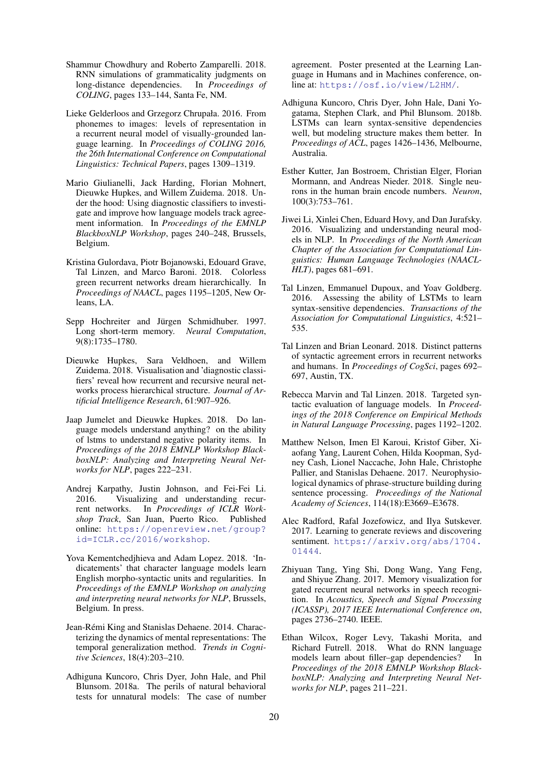Shammur Chowdhury and Roberto Zamparelli. 2018. RNN simulations of grammaticality judgments on long-distance dependencies. In *Proceedings of COLING*, pages 133–144, Santa Fe, NM.

Lieke Gelderloos and Grzegorz Chrupała. 2016. From phonemes to images: levels of representation in a recurrent neural model of visually-grounded language learning. In *Proceedings of COLING 2016, the 26th International Conference on Computational Linguistics: Technical Papers*, pages 1309–1319.

Mario Giulianelli, Jack Harding, Florian Mohnert, Dieuwke Hupkes, and Willem Zuidema. 2018. Under the hood: Using diagnostic classifiers to investigate and improve how language models track agreement information. In *Proceedings of the EMNLP BlackboxNLP Workshop*, pages 240–248, Brussels, Belgium.

Kristina Gulordava, Piotr Bojanowski, Edouard Grave, Tal Linzen, and Marco Baroni. 2018. Colorless green recurrent networks dream hierarchically. In *Proceedings of NAACL*, pages 1195–1205, New Orleans, LA.

Sepp Hochreiter and Jürgen Schmidhuber. 1997. Long short-term memory. *Neural Computation*, 9(8):1735–1780.

Dieuwke Hupkes, Sara Veldhoen, and Willem Zuidema. 2018. Visualisation and 'diagnostic classifiers' reveal how recurrent and recursive neural networks process hierarchical structure. *Journal of Artificial Intelligence Research*, 61:907–926.

Jaap Jumelet and Dieuwke Hupkes. 2018. Do language models understand anything? on the ability of lstms to understand negative polarity items. In *Proceedings of the 2018 EMNLP Workshop BlackboxNLP: Analyzing and Interpreting Neural Networks for NLP*, pages 222–231.

Andrej Karpathy, Justin Johnson, and Fei-Fei Li. 2016. Visualizing and understanding recurrent networks. In *Proceedings of ICLR Workshop Track*, San Juan, Puerto Rico. Published online: https://openreview.net/group?id=ICLR.cc/2016/workshop.

Yova Kementchedjhieva and Adam Lopez. 2018. 'Indicatements' that character language models learn English morpho-syntactic units and regularities. In *Proceedings of the EMNLP Workshop on analyzing and interpreting neural networks for NLP*, Brussels, Belgium. In press.

Jean-Rémi King and Stanislas Dehaene. 2014. Characterizing the dynamics of mental representations: The temporal generalization method. *Trends in Cognitive Sciences*, 18(4):203–210.

Adhiguna Kuncoro, Chris Dyer, John Hale, and Phil Blunsom. 2018a. The perils of natural behavioral tests for unnatural models: The case of number agreement. Poster presented at the Learning Language in Humans and in Machines conference, online at: https://osf.io/view/L2HM/.

Adhiguna Kuncoro, Chris Dyer, John Hale, Dani Yogatama, Stephen Clark, and Phil Blunsom. 2018b. LSTMs can learn syntax-sensitive dependencies well, but modeling structure makes them better. In *Proceedings of ACL*, pages 1426–1436, Melbourne, Australia.

Esther Kutter, Jan Bostroem, Christian Elger, Florian Mormann, and Andreas Nieder. 2018. Single neurons in the human brain encode numbers. *Neuron*, 100(3):753–761.

Jiwei Li, Xinlei Chen, Eduard Hovy, and Dan Jurafsky. 2016. Visualizing and understanding neural models in NLP. In *Proceedings of the North American Chapter of the Association for Computational Linguistics: Human Language Technologies (NAACL-HLT)*, pages 681–691.

Tal Linzen, Emmanuel Dupoux, and Yoav Goldberg. 2016. Assessing the ability of LSTMs to learn syntax-sensitive dependencies. *Transactions of the Association for Computational Linguistics*, 4:521–535.

Tal Linzen and Brian Leonard. 2018. Distinct patterns of syntactic agreement errors in recurrent networks and humans. In *Proceedings of CogSci*, pages 692–697, Austin, TX.

Rebecca Marvin and Tal Linzen. 2018. Targeted syntactic evaluation of language models. In *Proceedings of the 2018 Conference on Empirical Methods in Natural Language Processing*, pages 1192–1202.

Matthew Nelson, Imen El Karoui, Kristof Giber, Xiaofang Yang, Laurent Cohen, Hilda Koopman, Sydney Cash, Lionel Naccache, John Hale, Christophe Pallier, and Stanislas Dehaene. 2017. Neurophysiological dynamics of phrase-structure building during sentence processing. *Proceedings of the National Academy of Sciences*, 114(18):E3669–E3678.

Alec Radford, Rafal Jozefowicz, and Ilya Sutskever. 2017. Learning to generate reviews and discovering sentiment. https://arxiv.org/abs/1704.01444.

Zhiyuan Tang, Ying Shi, Dong Wang, Yang Feng, and Shiyue Zhang. 2017. Memory visualization for gated recurrent neural networks in speech recognition. In *Acoustics, Speech and Signal Processing (ICASSP), 2017 IEEE International Conference on*, pages 2736–2740. IEEE.

Ethan Wilcox, Roger Levy, Takashi Morita, and Richard Futrell. 2018. What do RNN language models learn about filler–gap dependencies? In *Proceedings of the 2018 EMNLP Workshop BlackboxNLP: Analyzing and Interpreting Neural Networks for NLP*, pages 211–221.